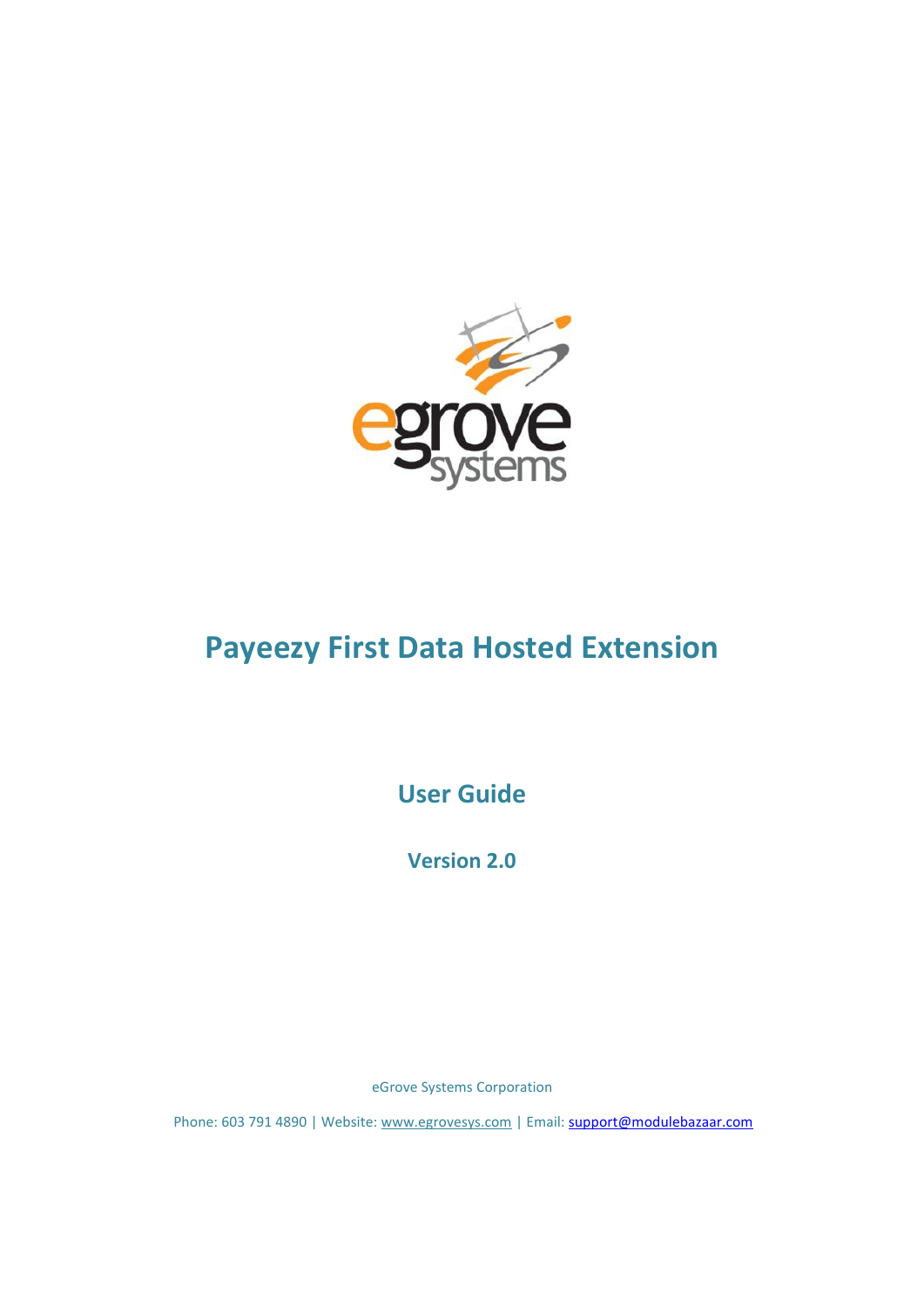# Payeezy First Data Hosted Extension

## User Guide

### Version 2.0

eGrove Systems Corporation

Phone: 603 791 4890 | Website: www.egrovesys.com | Email: support@modulebazaar.com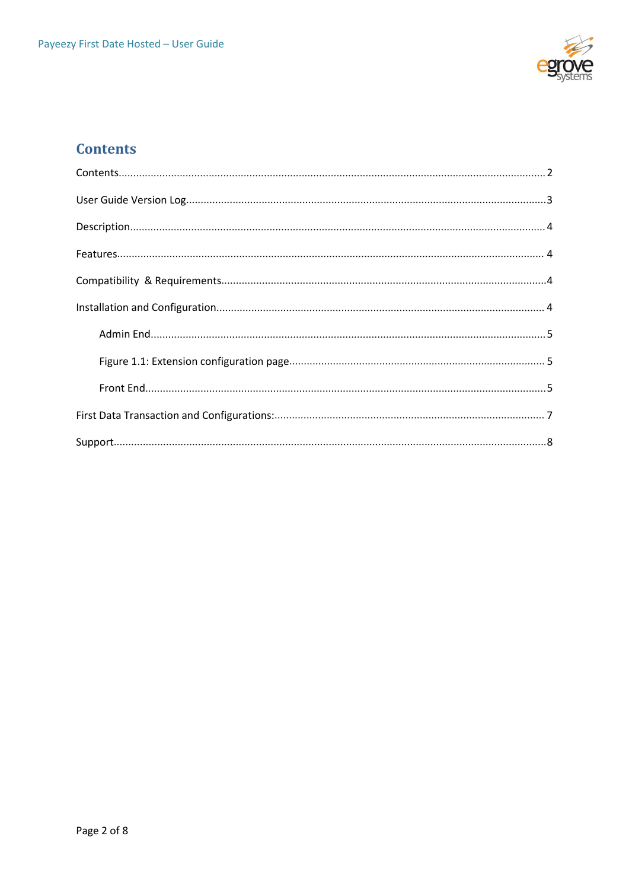# Contents

Contents........................................................................................................................................ 2

User Guide Version Log.................................................................................................................3

Description.................................................................................................................................... 4

Features........................................................................................................................................ 4

Compatibility & Requirements......................................................................................................4

Installation and Configuration...................................................................................................... 4

- Admin End.................................................................................................................................5
- Figure 1.1: Extension configuration page.................................................................................. 5
- Front End...................................................................................................................................5

First Data Transaction and Configurations:.................................................................................. 7

Support..........................................................................................................................................8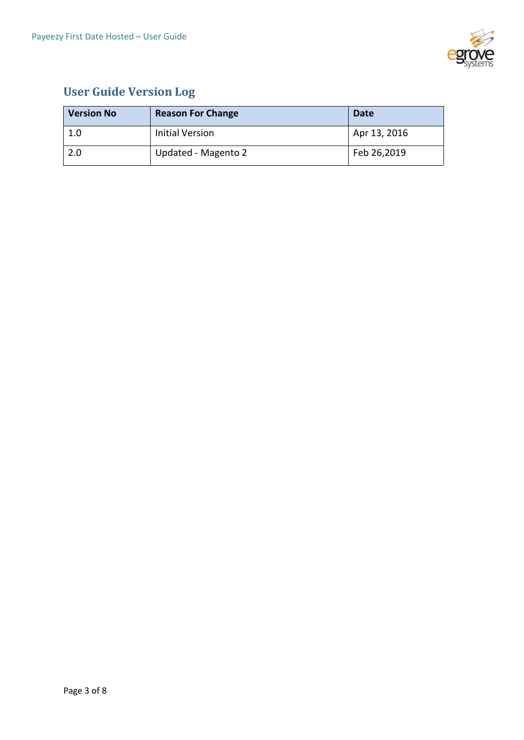## User Guide Version Log

| Version No | Reason For Change | Date |
|---|---|---|
| 1.0 | Initial Version | Apr 13, 2016 |
| 2.0 | Updated - Magento 2 | Feb 26,2019 |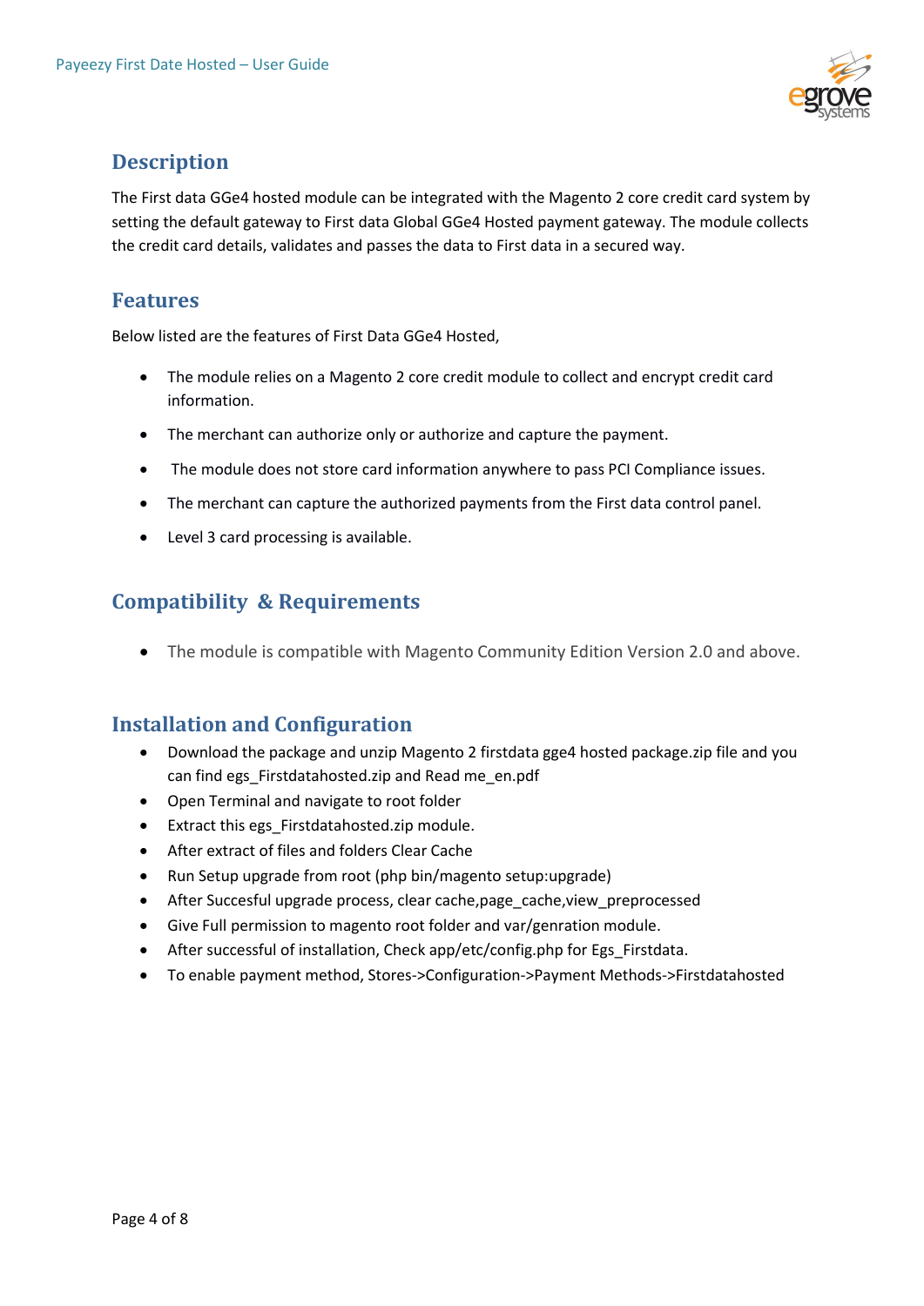## Description

The First data GGe4 hosted module can be integrated with the Magento 2 core credit card system by setting the default gateway to First data Global GGe4 Hosted payment gateway. The module collects the credit card details, validates and passes the data to First data in a secured way.

## Features

Below listed are the features of First Data GGe4 Hosted,

- The module relies on a Magento 2 core credit module to collect and encrypt credit card information.
- The merchant can authorize only or authorize and capture the payment.
- The module does not store card information anywhere to pass PCI Compliance issues.
- The merchant can capture the authorized payments from the First data control panel.
- Level 3 card processing is available.

## Compatibility & Requirements

- The module is compatible with Magento Community Edition Version 2.0 and above.

## Installation and Configuration

- Download the package and unzip Magento 2 firstdata gge4 hosted package.zip file and you can find egs_Firstdatahosted.zip and Read me_en.pdf
- Open Terminal and navigate to root folder
- Extract this egs_Firstdatahosted.zip module.
- After extract of files and folders Clear Cache
- Run Setup upgrade from root (php bin/magento setup:upgrade)
- After Succesful upgrade process, clear cache,page_cache,view_preprocessed
- Give Full permission to magento root folder and var/genration module.
- After successful of installation, Check app/etc/config.php for Egs_Firstdata.
- To enable payment method, Stores->Configuration->Payment Methods->Firstdatahosted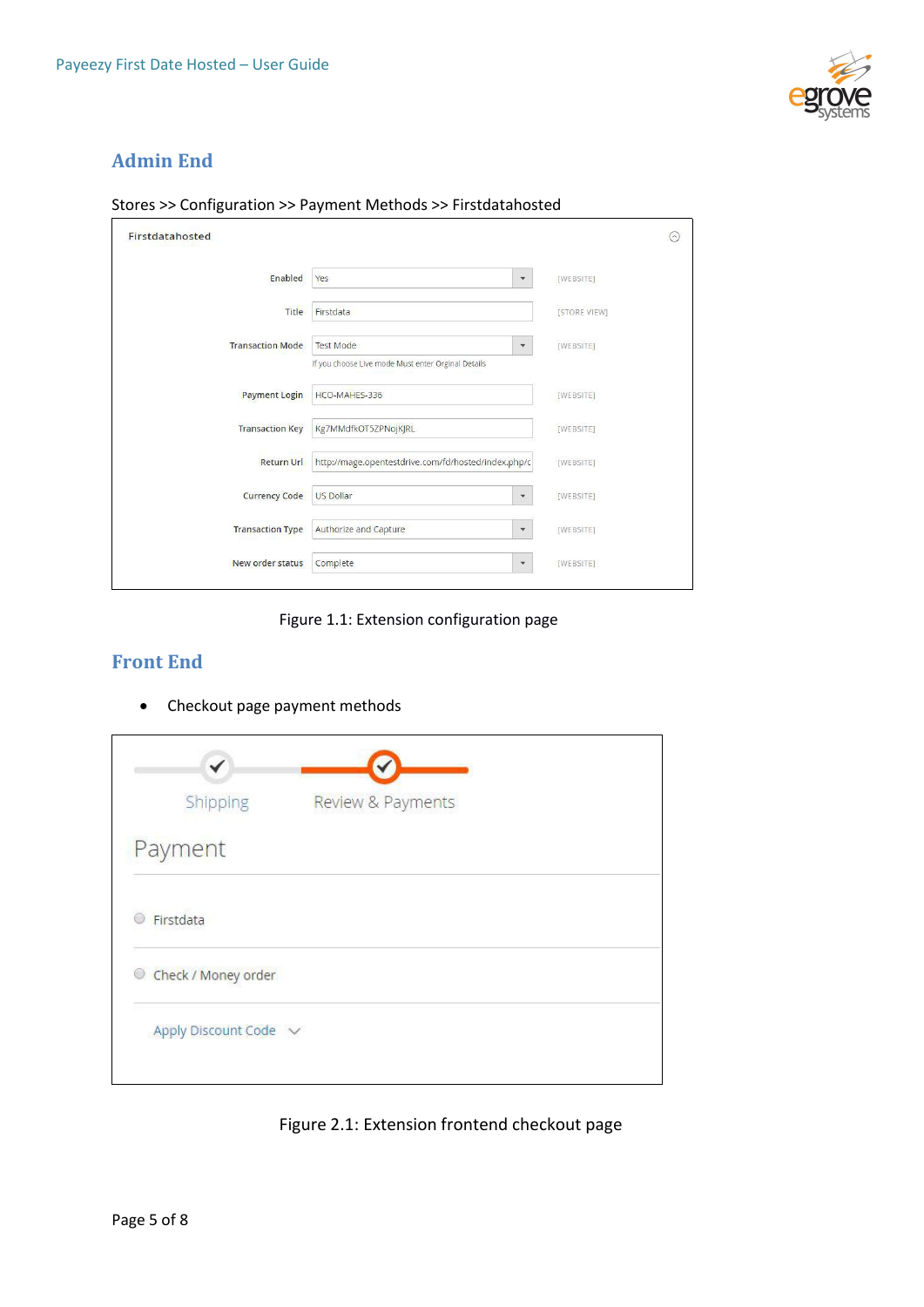## Admin End

Stores >> Configuration >> Payment Methods >> Firstdatahosted

Figure 1.1: Extension configuration page

## Front End

- Checkout page payment methods

Figure 2.1: Extension frontend checkout page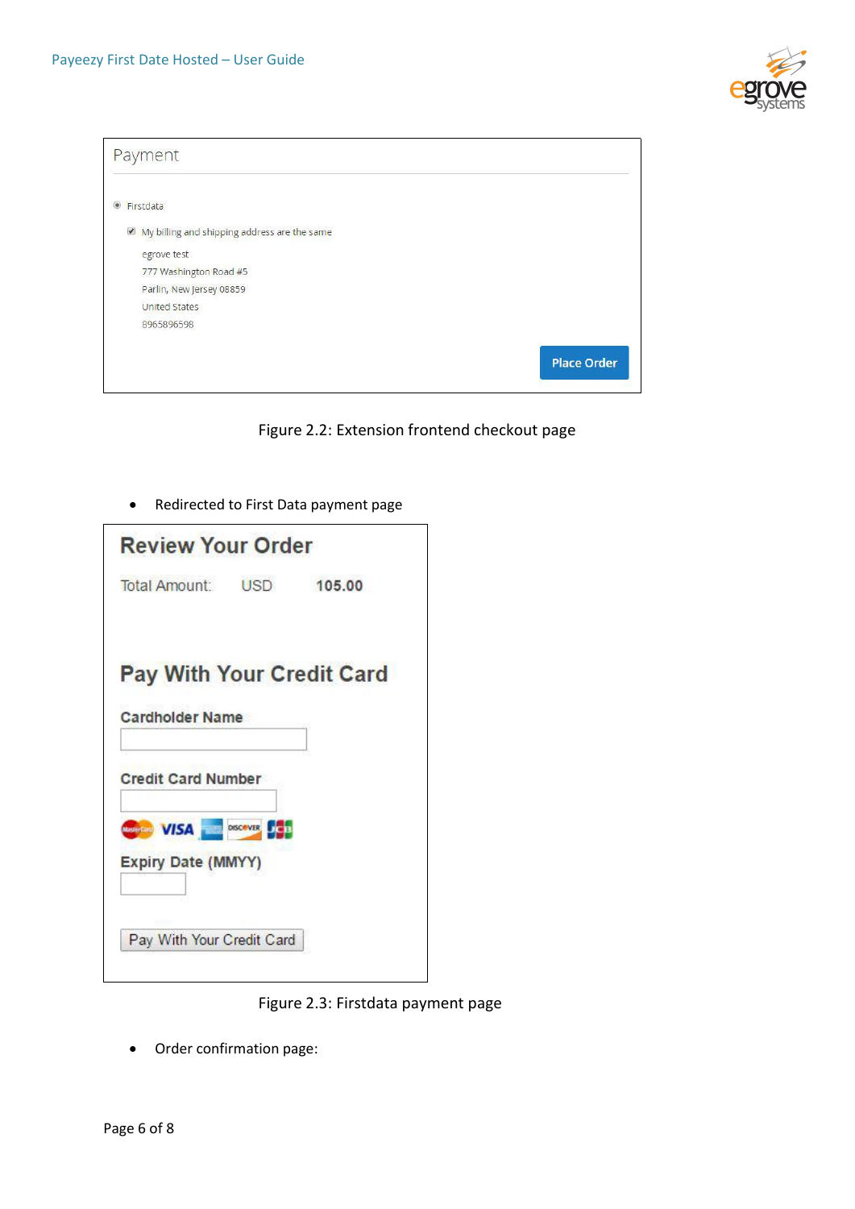Payment

◉ Firstdata

☑ My billing and shipping address are the same

egrove test
777 Washington Road #5
Parlin, New Jersey 08859
United States
8965896598

Place Order

Figure 2.2: Extension frontend checkout page

- Redirected to First Data payment page

**Review Your Order**

Total Amount: USD **105.00**

**Pay With Your Credit Card**

**Cardholder Name**

**Credit Card Number**

**Expiry Date (MMYY)**

Pay With Your Credit Card

Figure 2.3: Firstdata payment page

- Order confirmation page: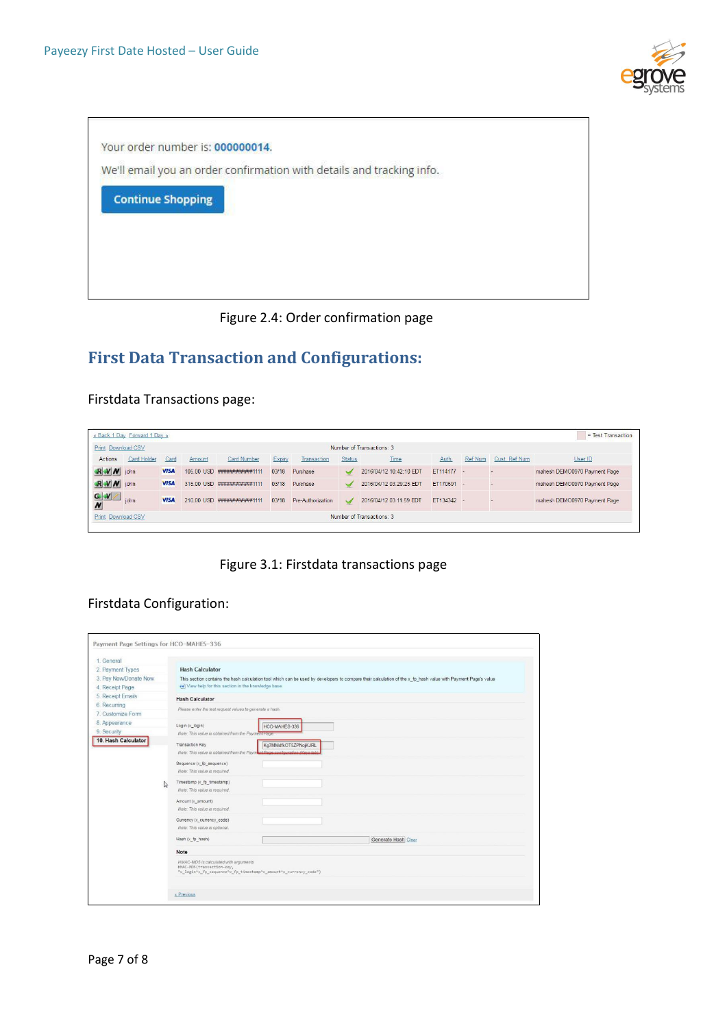Your order number is: 000000014.

We'll email you an order confirmation with details and tracking info.

Continue Shopping

Figure 2.4: Order confirmation page

## First Data Transaction and Configurations:

Firstdata Transactions page:

« Back 1 Day  Forward 1 Day »  = Test Transaction

Print  Download CSV  Number of Transactions: 3

| Actions | Card Holder | Card | Amount | Card Number | Expiry | Transaction | Status | Time | Auth. | Ref Num | Cust. Ref Num | User ID |
|---|---|---|---|---|---|---|---|---|---|---|---|---|
| R V N | john | VISA | 105.00 USD | ############1111 | 03/18 | Purchase | ✓ | 2016/04/12 10:42:10 EDT | ET114177 | - | - | mahesh DEMO0970 Payment Page |
| R V N | john | VISA | 315.00 USD | ############1111 | 03/18 | Purchase | ✓ | 2016/04/12 03:29:25 EDT | ET170691 | - | - | mahesh DEMO0970 Payment Page |
| G V N | john | VISA | 210.00 USD | ############1111 | 03/18 | Pre-Authorization | ✓ | 2016/04/12 03:11:59 EDT | ET134342 | - | - | mahesh DEMO0970 Payment Page |

Print  Download CSV  Number of Transactions: 3

Figure 3.1: Firstdata transactions page

Firstdata Configuration:

Payment Page Settings for HCO-MAHES-336

1. General
2. Payment Types
3. Pay Now/Donate Now
4. Receipt Page
5. Receipt Emails
6. Recurring
7. Customize Form
8. Appearance
9. Security
10. Hash Calculator

**Hash Calculator**

This section contains the hash calculation tool which can be used by developers to compare their calculation of the x_fp_hash value with Payment Page's value

View help for this section in the knowledge base

**Hash Calculator**

Please enter the test request values to generate a hash

Login (x_login): HCO-MAHES-336
Note: This value is obtained from the Payment Page

Transaction Key: Kg7MMdfkOT5ZPNojKJRL
Note: This value is obtained from the Payment Page configuration (Keys tab)

Sequence (x_fp_sequence)
Note: This value is required.

Timestamp (x_fp_timestamp)
Note: This value is required.

Amount (x_amount)
Note: This value is required.

Currency (x_currency_code)
Note: This value is optional.

Hash (x_fp_hash)  Generate Hash  Clear

**Note**

HMAC-MD5 is calculated with arguments
HMAC-MD5(transaction-key,
"x_login^x_fp_sequence^x_fp_timestamp^x_amount^x_currency_code")

« Previous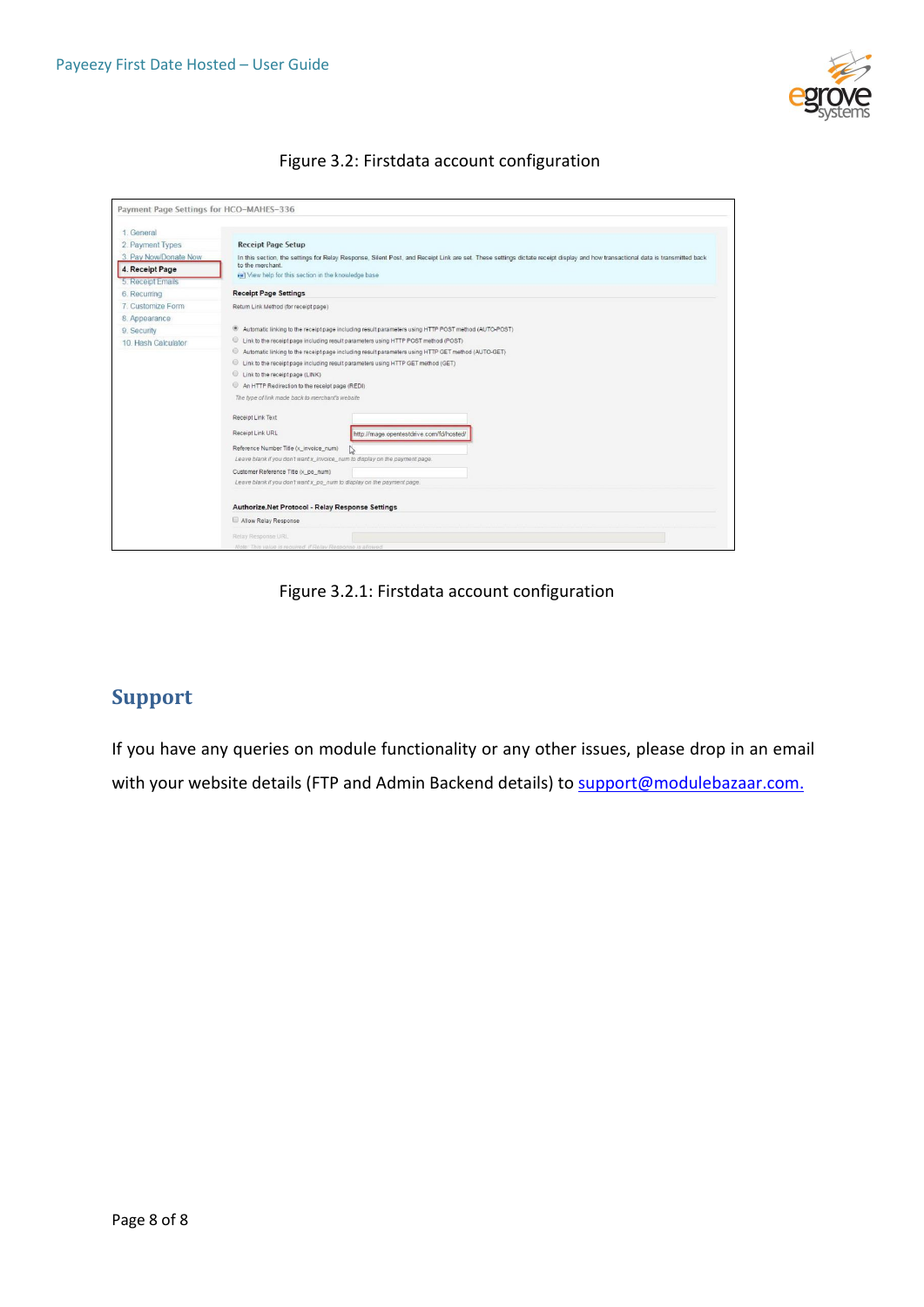Figure 3.2: Firstdata account configuration

Figure 3.2.1: Firstdata account configuration

## Support

If you have any queries on module functionality or any other issues, please drop in an email with your website details (FTP and Admin Backend details) to support@modulebazaar.com.